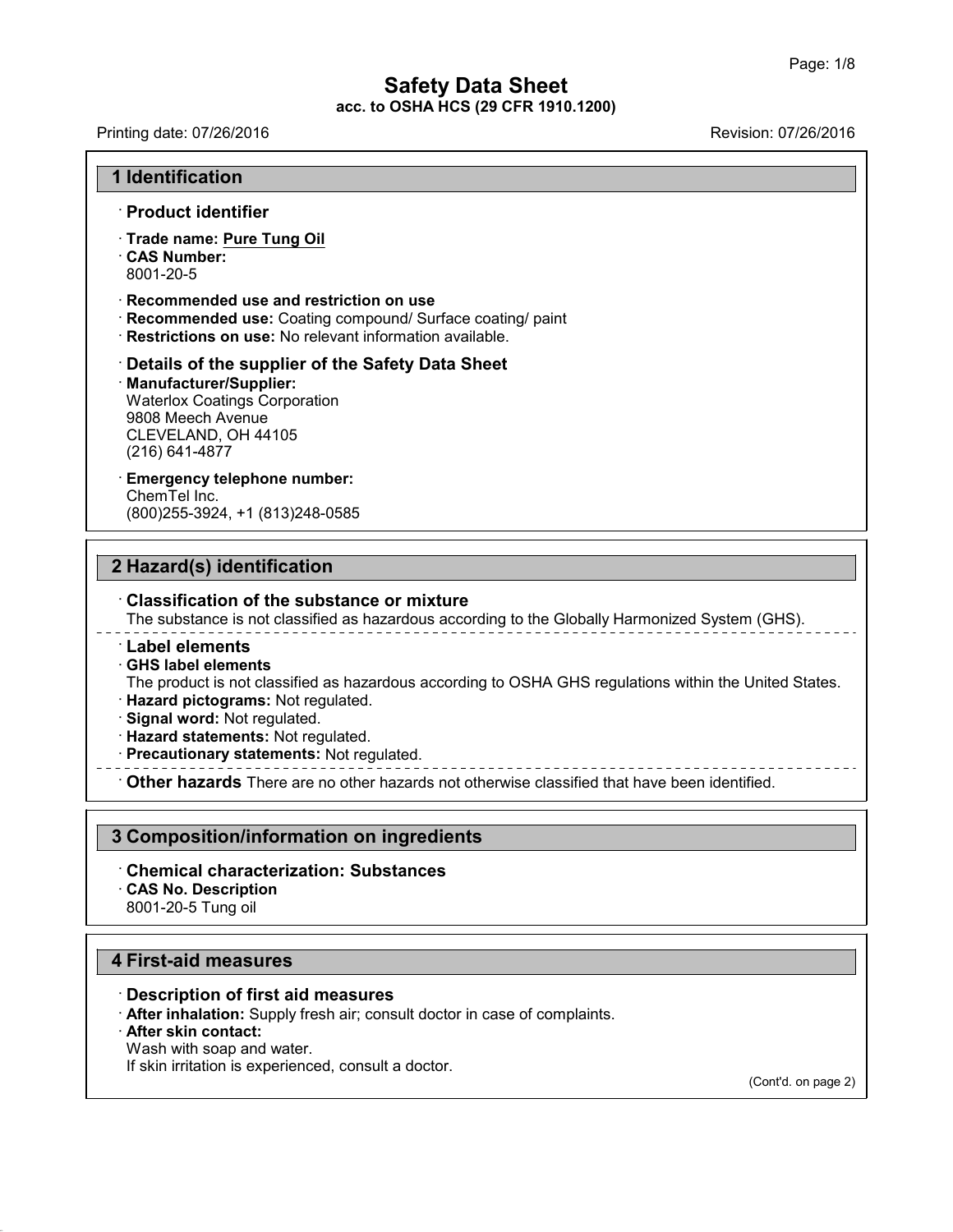# Safety Data Sheet

**acc. to OSHA HCS (29 CFR 1910.1200)**

Printing date: 07/26/2016 Revision: 07/26/2016

## 1 Identification

### · Product identifier

· **Trade name: Pure Tung Oil**
· **CAS Number:**
8001-20-5

· **Recommended use and restriction on use**
· **Recommended use:** Coating compound/ Surface coating/ paint
· **Restrictions on use:** No relevant information available.

### · Details of the supplier of the Safety Data Sheet

· **Manufacturer/Supplier:**
Waterlox Coatings Corporation
9808 Meech Avenue
CLEVELAND, OH 44105
(216) 641-4877

· **Emergency telephone number:**
ChemTel Inc.
(800)255-3924, +1 (813)248-0585

## 2 Hazard(s) identification

### · Classification of the substance or mixture

The substance is not classified as hazardous according to the Globally Harmonized System (GHS).

### · Label elements

· **GHS label elements**
The product is not classified as hazardous according to OSHA GHS regulations within the United States.
· **Hazard pictograms:** Not regulated.
· **Signal word:** Not regulated.
· **Hazard statements:** Not regulated.
· **Precautionary statements:** Not regulated.

· **Other hazards** There are no other hazards not otherwise classified that have been identified.

## 3 Composition/information on ingredients

### · Chemical characterization: Substances

· **CAS No. Description**
8001-20-5 Tung oil

## 4 First-aid measures

### · Description of first aid measures

· **After inhalation:** Supply fresh air; consult doctor in case of complaints.
· **After skin contact:**
Wash with soap and water.
If skin irritation is experienced, consult a doctor.

(Cont'd. on page 2)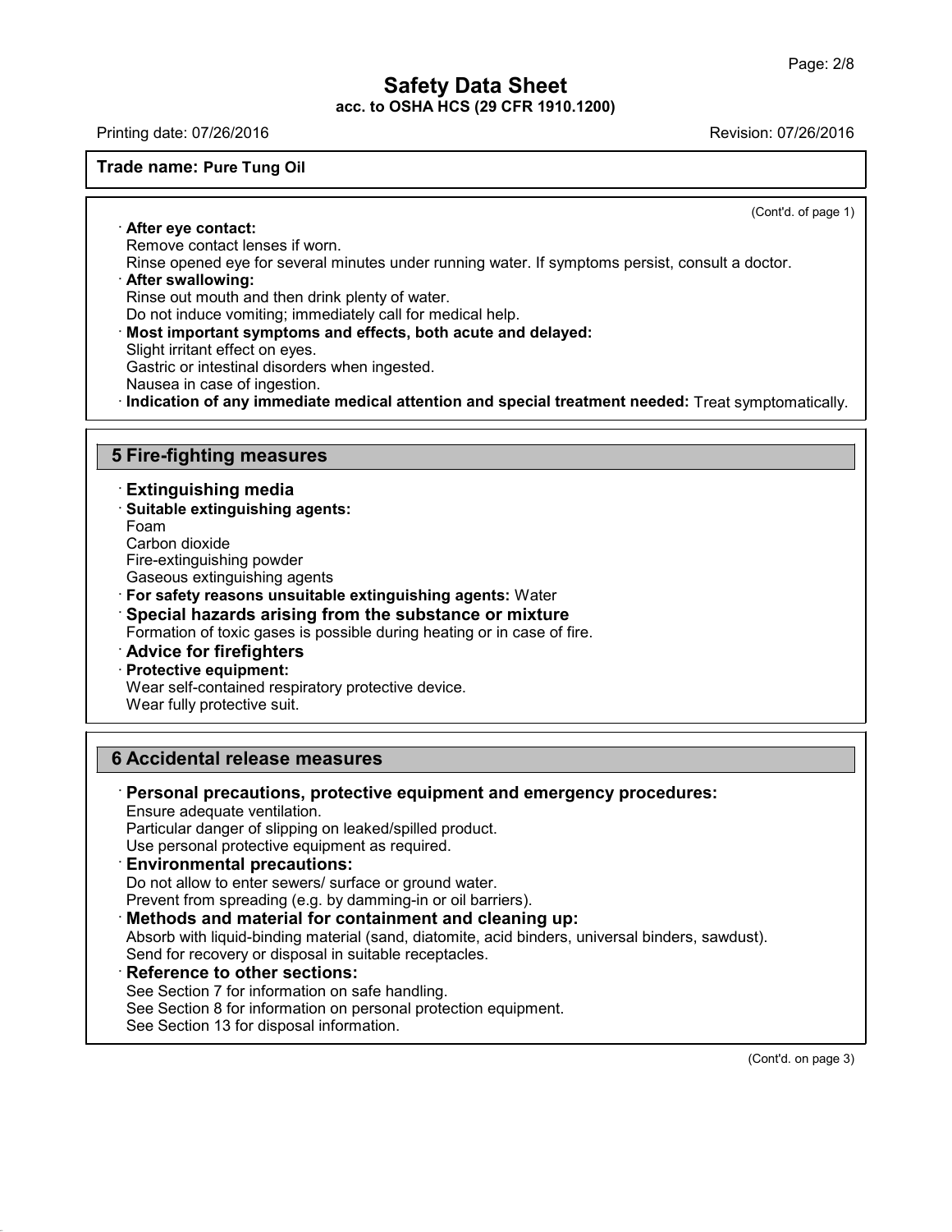(Cont'd. of page 1)

· **After eye contact:**
Remove contact lenses if worn.
Rinse opened eye for several minutes under running water. If symptoms persist, consult a doctor.

· **After swallowing:**
Rinse out mouth and then drink plenty of water.
Do not induce vomiting; immediately call for medical help.

· **Most important symptoms and effects, both acute and delayed:**
Slight irritant effect on eyes.
Gastric or intestinal disorders when ingested.
Nausea in case of ingestion.

· **Indication of any immediate medical attention and special treatment needed:** Treat symptomatically.

## 5 Fire-fighting measures

· **Extinguishing media**

· **Suitable extinguishing agents:**
Foam
Carbon dioxide
Fire-extinguishing powder
Gaseous extinguishing agents

· **For safety reasons unsuitable extinguishing agents:** Water

· **Special hazards arising from the substance or mixture**
Formation of toxic gases is possible during heating or in case of fire.

· **Advice for firefighters**

· **Protective equipment:**
Wear self-contained respiratory protective device.
Wear fully protective suit.

## 6 Accidental release measures

· **Personal precautions, protective equipment and emergency procedures:**
Ensure adequate ventilation.
Particular danger of slipping on leaked/spilled product.
Use personal protective equipment as required.

· **Environmental precautions:**
Do not allow to enter sewers/ surface or ground water.
Prevent from spreading (e.g. by damming-in or oil barriers).

· **Methods and material for containment and cleaning up:**
Absorb with liquid-binding material (sand, diatomite, acid binders, universal binders, sawdust).
Send for recovery or disposal in suitable receptacles.

· **Reference to other sections:**
See Section 7 for information on safe handling.
See Section 8 for information on personal protection equipment.
See Section 13 for disposal information.

(Cont'd. on page 3)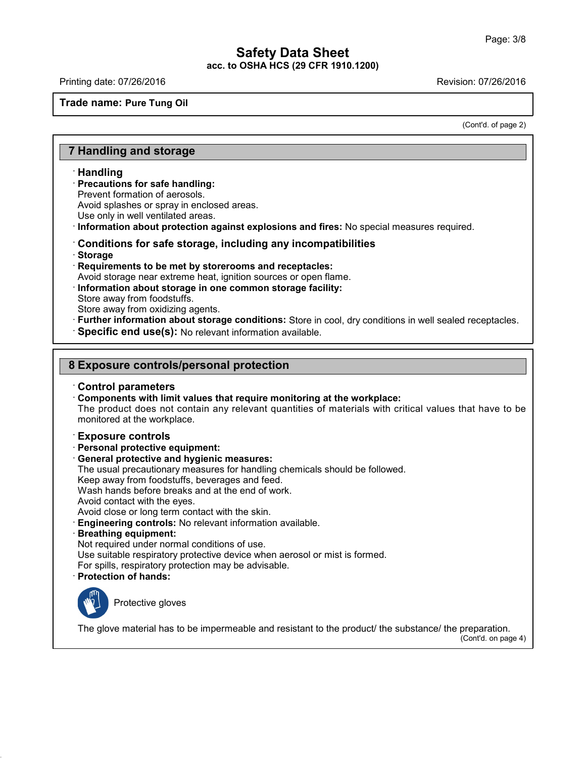# Safety Data Sheet

**acc. to OSHA HCS (29 CFR 1910.1200)**

Printing date: 07/26/2016 Revision: 07/26/2016

**Trade name: Pure Tung Oil**

(Cont'd. of page 2)

## 7 Handling and storage

- **Handling**
- **Precautions for safe handling:**
  Prevent formation of aerosols.
  Avoid splashes or spray in enclosed areas.
  Use only in well ventilated areas.
- **Information about protection against explosions and fires:** No special measures required.

- **Conditions for safe storage, including any incompatibilities**
- **Storage**
- **Requirements to be met by storerooms and receptacles:**
  Avoid storage near extreme heat, ignition sources or open flame.
- **Information about storage in one common storage facility:**
  Store away from foodstuffs.
  Store away from oxidizing agents.
- **Further information about storage conditions:** Store in cool, dry conditions in well sealed receptacles.
- **Specific end use(s):** No relevant information available.

## 8 Exposure controls/personal protection

- **Control parameters**
- **Components with limit values that require monitoring at the workplace:**
  The product does not contain any relevant quantities of materials with critical values that have to be monitored at the workplace.

- **Exposure controls**
- **Personal protective equipment:**
- **General protective and hygienic measures:**
  The usual precautionary measures for handling chemicals should be followed.
  Keep away from foodstuffs, beverages and feed.
  Wash hands before breaks and at the end of work.
  Avoid contact with the eyes.
  Avoid close or long term contact with the skin.
- **Engineering controls:** No relevant information available.
- **Breathing equipment:**
  Not required under normal conditions of use.
  Use suitable respiratory protective device when aerosol or mist is formed.
  For spills, respiratory protection may be advisable.
- **Protection of hands:**

  Protective gloves

  The glove material has to be impermeable and resistant to the product/ the substance/ the preparation.

(Cont'd. on page 4)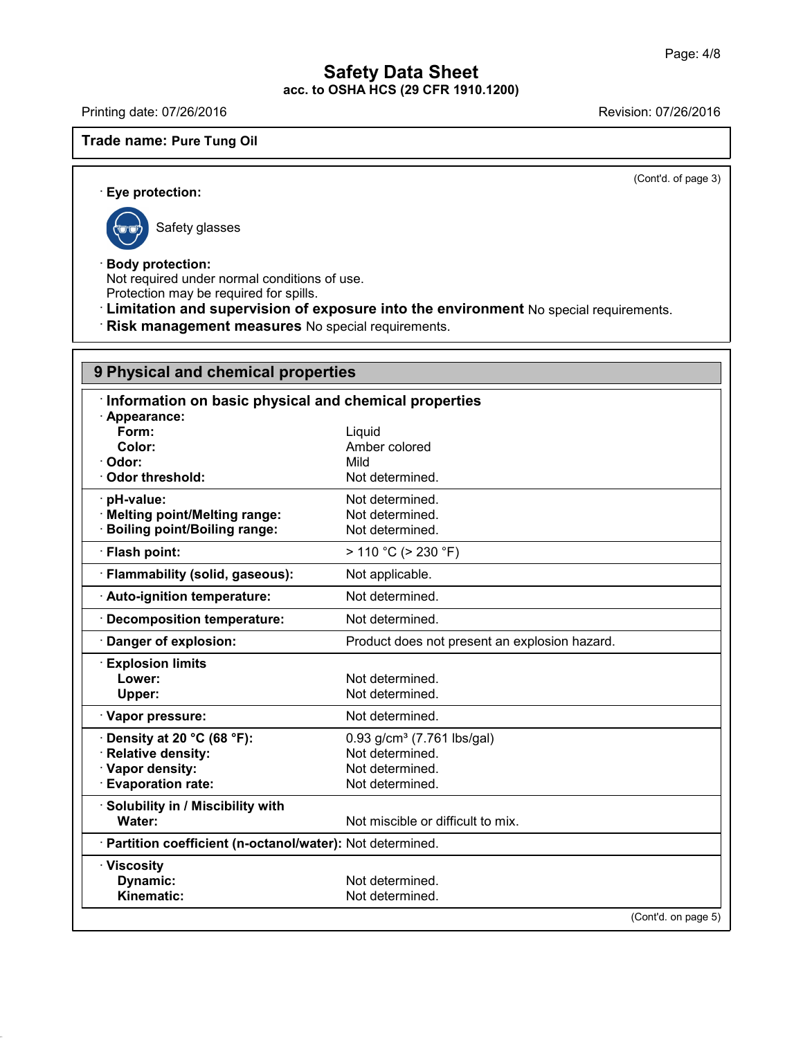**Trade name: Pure Tung Oil**

(Cont'd. of page 3)

· **Eye protection:**

Safety glasses

· **Body protection:**
Not required under normal conditions of use.
Protection may be required for spills.

· **Limitation and supervision of exposure into the environment** No special requirements.

· **Risk management measures** No special requirements.

## 9 Physical and chemical properties

· **Information on basic physical and chemical properties**

| Property | Value |
|---|---|
| · **Appearance:** | |
| **Form:** | Liquid |
| **Color:** | Amber colored |
| · **Odor:** | Mild |
| · **Odor threshold:** | Not determined. |
| · **pH-value:** | Not determined. |
| · **Melting point/Melting range:** | Not determined. |
| · **Boiling point/Boiling range:** | Not determined. |
| · **Flash point:** | > 110 °C (> 230 °F) |
| · **Flammability (solid, gaseous):** | Not applicable. |
| · **Auto-ignition temperature:** | Not determined. |
| · **Decomposition temperature:** | Not determined. |
| · **Danger of explosion:** | Product does not present an explosion hazard. |
| · **Explosion limits** | |
| **Lower:** | Not determined. |
| **Upper:** | Not determined. |
| · **Vapor pressure:** | Not determined. |
| · **Density at 20 °C (68 °F):** | 0.93 g/cm³ (7.761 lbs/gal) |
| · **Relative density:** | Not determined. |
| · **Vapor density:** | Not determined. |
| · **Evaporation rate:** | Not determined. |
| · **Solubility in / Miscibility with** | |
| **Water:** | Not miscible or difficult to mix. |
| · **Partition coefficient (n-octanol/water):** | Not determined. |
| · **Viscosity** | |
| **Dynamic:** | Not determined. |
| **Kinematic:** | Not determined. |

(Cont'd. on page 5)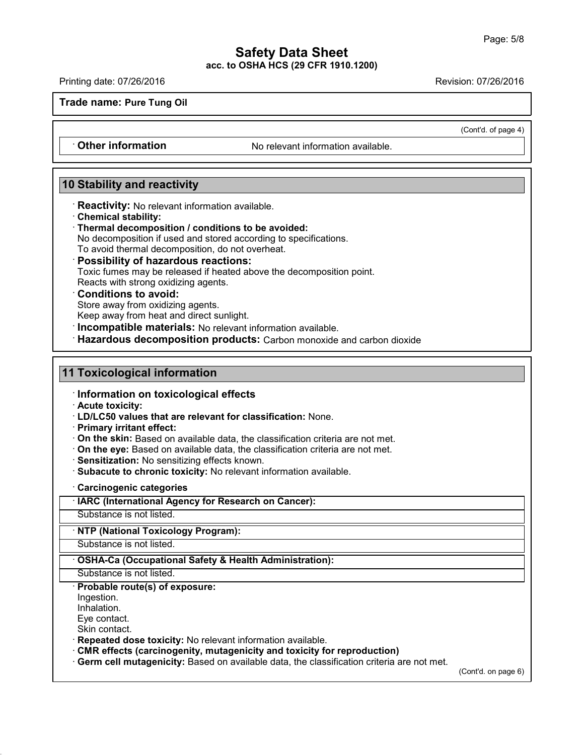# Safety Data Sheet

**acc. to OSHA HCS (29 CFR 1910.1200)**

Printing date: 07/26/2016 Revision: 07/26/2016

**Trade name: Pure Tung Oil**

(Cont'd. of page 4)

· **Other information** No relevant information available.

## 10 Stability and reactivity

· **Reactivity:** No relevant information available.
· **Chemical stability:**
· **Thermal decomposition / conditions to be avoided:**
No decomposition if used and stored according to specifications.
To avoid thermal decomposition, do not overheat.
· **Possibility of hazardous reactions:**
Toxic fumes may be released if heated above the decomposition point.
Reacts with strong oxidizing agents.
· **Conditions to avoid:**
Store away from oxidizing agents.
Keep away from heat and direct sunlight.
· **Incompatible materials:** No relevant information available.
· **Hazardous decomposition products:** Carbon monoxide and carbon dioxide

## 11 Toxicological information

· **Information on toxicological effects**
· **Acute toxicity:**
· **LD/LC50 values that are relevant for classification:** None.
· **Primary irritant effect:**
· **On the skin:** Based on available data, the classification criteria are not met.
· **On the eye:** Based on available data, the classification criteria are not met.
· **Sensitization:** No sensitizing effects known.
· **Subacute to chronic toxicity:** No relevant information available.

· **Carcinogenic categories**

· **IARC (International Agency for Research on Cancer):**
Substance is not listed.

· **NTP (National Toxicology Program):**
Substance is not listed.

· **OSHA-Ca (Occupational Safety & Health Administration):**
Substance is not listed.

· **Probable route(s) of exposure:**
Ingestion.
Inhalation.
Eye contact.
Skin contact.
· **Repeated dose toxicity:** No relevant information available.
· **CMR effects (carcinogenity, mutagenicity and toxicity for reproduction)**
· **Germ cell mutagenicity:** Based on available data, the classification criteria are not met.

(Cont'd. on page 6)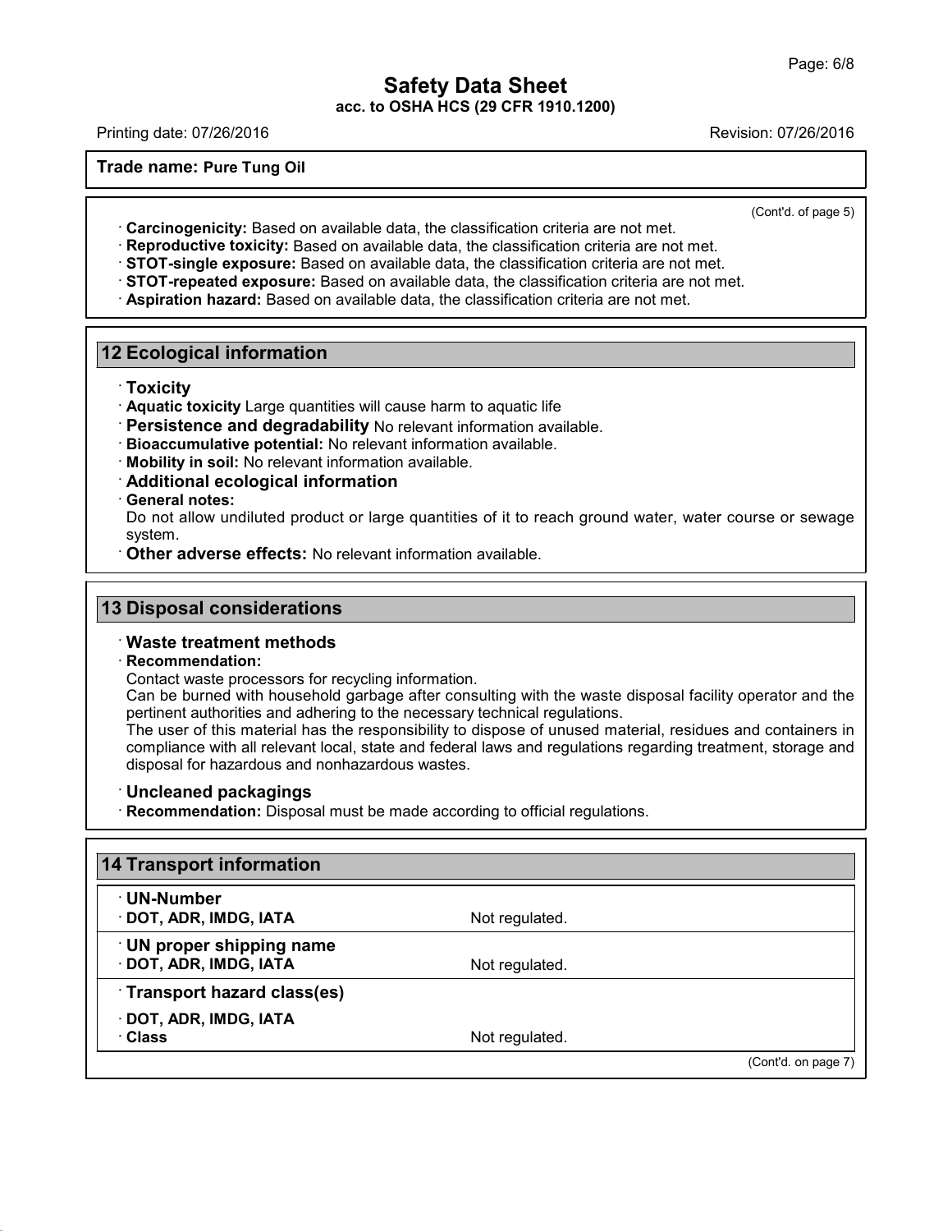(Cont'd. of page 5)

· **Carcinogenicity:** Based on available data, the classification criteria are not met.
· **Reproductive toxicity:** Based on available data, the classification criteria are not met.
· **STOT-single exposure:** Based on available data, the classification criteria are not met.
· **STOT-repeated exposure:** Based on available data, the classification criteria are not met.
· **Aspiration hazard:** Based on available data, the classification criteria are not met.

## 12 Ecological information

· **Toxicity**
· **Aquatic toxicity** Large quantities will cause harm to aquatic life
· **Persistence and degradability** No relevant information available.
· **Bioaccumulative potential:** No relevant information available.
· **Mobility in soil:** No relevant information available.
· **Additional ecological information**
· **General notes:**
Do not allow undiluted product or large quantities of it to reach ground water, water course or sewage system.
· **Other adverse effects:** No relevant information available.

## 13 Disposal considerations

· **Waste treatment methods**
· **Recommendation:**
Contact waste processors for recycling information.
Can be burned with household garbage after consulting with the waste disposal facility operator and the pertinent authorities and adhering to the necessary technical regulations.
The user of this material has the responsibility to dispose of unused material, residues and containers in compliance with all relevant local, state and federal laws and regulations regarding treatment, storage and disposal for hazardous and nonhazardous wastes.

· **Uncleaned packagings**
· **Recommendation:** Disposal must be made according to official regulations.

## 14 Transport information

| | |
|---|---|
| · **UN-Number** | |
| · **DOT, ADR, IMDG, IATA** | Not regulated. |
| · **UN proper shipping name** | |
| · **DOT, ADR, IMDG, IATA** | Not regulated. |
| · **Transport hazard class(es)** | |
| · **DOT, ADR, IMDG, IATA** | |
| · **Class** | Not regulated. |

(Cont'd. on page 7)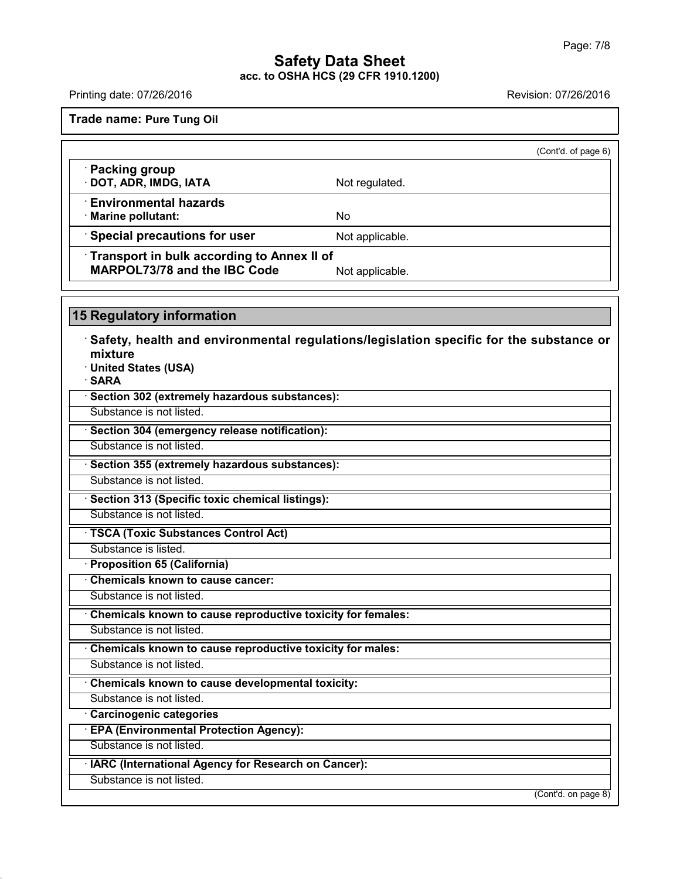(Cont'd. of page 6)

**· Packing group**

**· DOT, ADR, IMDG, IATA** Not regulated.

**· Environmental hazards**

**· Marine pollutant:** No

**· Special precautions for user** Not applicable.

**· Transport in bulk according to Annex II of MARPOL73/78 and the IBC Code** Not applicable.

## 15 Regulatory information

**· Safety, health and environmental regulations/legislation specific for the substance or mixture**

**· United States (USA)**

**· SARA**

**· Section 302 (extremely hazardous substances):**

Substance is not listed.

**· Section 304 (emergency release notification):**

Substance is not listed.

**· Section 355 (extremely hazardous substances):**

Substance is not listed.

**· Section 313 (Specific toxic chemical listings):**

Substance is not listed.

**· TSCA (Toxic Substances Control Act)**

Substance is listed.

**· Proposition 65 (California)**

**· Chemicals known to cause cancer:**

Substance is not listed.

**· Chemicals known to cause reproductive toxicity for females:**

Substance is not listed.

**· Chemicals known to cause reproductive toxicity for males:**

Substance is not listed.

**· Chemicals known to cause developmental toxicity:**

Substance is not listed.

**· Carcinogenic categories**

**· EPA (Environmental Protection Agency):**

Substance is not listed.

**· IARC (International Agency for Research on Cancer):**

Substance is not listed.

(Cont'd. on page 8)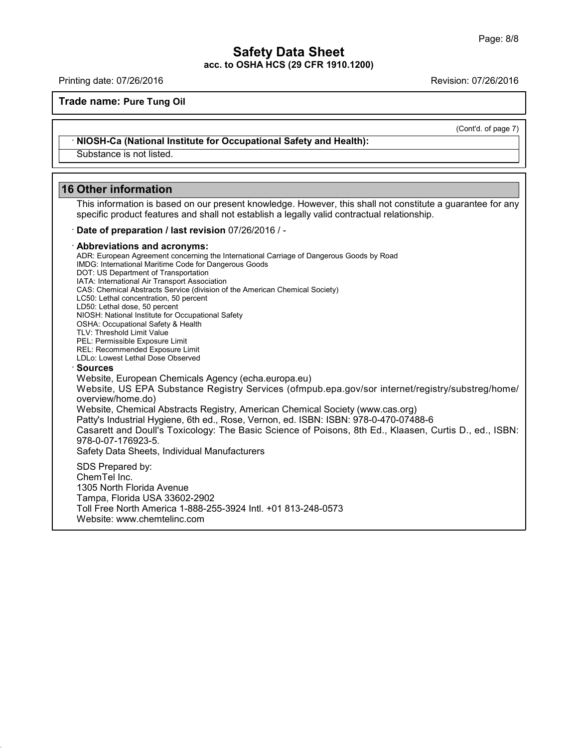(Cont'd. of page 7)

· **NIOSH-Ca (National Institute for Occupational Safety and Health):**

Substance is not listed.

## 16 Other information

This information is based on our present knowledge. However, this shall not constitute a guarantee for any specific product features and shall not establish a legally valid contractual relationship.

· **Date of preparation / last revision** 07/26/2016 / -

· **Abbreviations and acronyms:**

ADR: European Agreement concerning the International Carriage of Dangerous Goods by Road
IMDG: International Maritime Code for Dangerous Goods
DOT: US Department of Transportation
IATA: International Air Transport Association
CAS: Chemical Abstracts Service (division of the American Chemical Society)
LC50: Lethal concentration, 50 percent
LD50: Lethal dose, 50 percent
NIOSH: National Institute for Occupational Safety
OSHA: Occupational Safety & Health
TLV: Threshold Limit Value
PEL: Permissible Exposure Limit
REL: Recommended Exposure Limit
LDLo: Lowest Lethal Dose Observed

· **Sources**

Website, European Chemicals Agency (echa.europa.eu)
Website, US EPA Substance Registry Services (ofmpub.epa.gov/sor internet/registry/substreg/home/overview/home.do)
Website, Chemical Abstracts Registry, American Chemical Society (www.cas.org)
Patty's Industrial Hygiene, 6th ed., Rose, Vernon, ed. ISBN: ISBN: 978-0-470-07488-6
Casarett and Doull's Toxicology: The Basic Science of Poisons, 8th Ed., Klaasen, Curtis D., ed., ISBN: 978-0-07-176923-5.
Safety Data Sheets, Individual Manufacturers

SDS Prepared by:
ChemTel Inc.
1305 North Florida Avenue
Tampa, Florida USA 33602-2902
Toll Free North America 1-888-255-3924 Intl. +01 813-248-0573
Website: www.chemtelinc.com